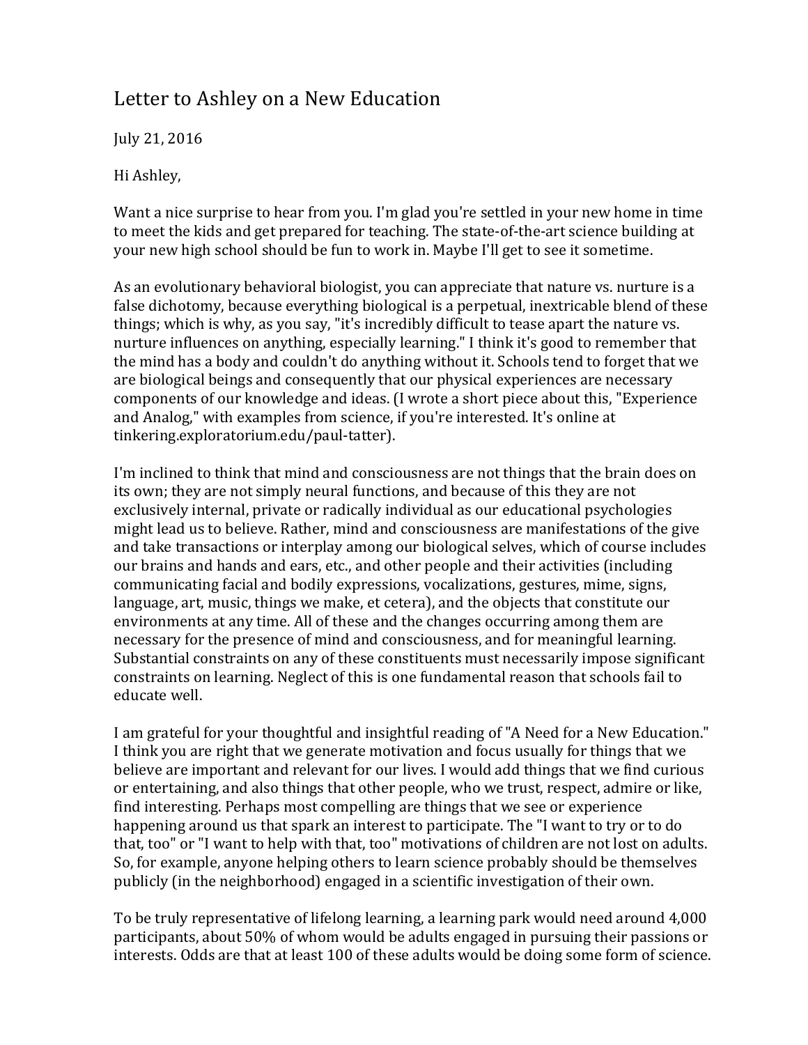# Letter to Ashley on a New Education

July 21, 2016

Hi Ashley,

Want a nice surprise to hear from you. I'm glad you're settled in your new home in time to meet the kids and get prepared for teaching. The state-of-the-art science building at your new high school should be fun to work in. Maybe I'll get to see it sometime.

As an evolutionary behavioral biologist, you can appreciate that nature vs. nurture is a false dichotomy, because everything biological is a perpetual, inextricable blend of these things; which is why, as you say, "it's incredibly difficult to tease apart the nature vs. nurture influences on anything, especially learning." I think it's good to remember that the mind has a body and couldn't do anything without it. Schools tend to forget that we are biological beings and consequently that our physical experiences are necessary components of our knowledge and ideas. (I wrote a short piece about this, "Experience and Analog," with examples from science, if you're interested. It's online at tinkering.exploratorium.edu/paul-tatter).

I'm inclined to think that mind and consciousness are not things that the brain does on its own; they are not simply neural functions, and because of this they are not exclusively internal, private or radically individual as our educational psychologies might lead us to believe. Rather, mind and consciousness are manifestations of the give and take transactions or interplay among our biological selves, which of course includes our brains and hands and ears, etc., and other people and their activities (including communicating facial and bodily expressions, vocalizations, gestures, mime, signs, language, art, music, things we make, et cetera), and the objects that constitute our environments at any time. All of these and the changes occurring among them are necessary for the presence of mind and consciousness, and for meaningful learning. Substantial constraints on any of these constituents must necessarily impose significant constraints on learning. Neglect of this is one fundamental reason that schools fail to educate well.

I am grateful for your thoughtful and insightful reading of "A Need for a New Education." I think you are right that we generate motivation and focus usually for things that we believe are important and relevant for our lives. I would add things that we find curious or entertaining, and also things that other people, who we trust, respect, admire or like, find interesting. Perhaps most compelling are things that we see or experience happening around us that spark an interest to participate. The "I want to try or to do that, too" or "I want to help with that, too" motivations of children are not lost on adults. So, for example, anyone helping others to learn science probably should be themselves publicly (in the neighborhood) engaged in a scientific investigation of their own.

To be truly representative of lifelong learning, a learning park would need around 4,000 participants, about 50% of whom would be adults engaged in pursuing their passions or interests. Odds are that at least 100 of these adults would be doing some form of science.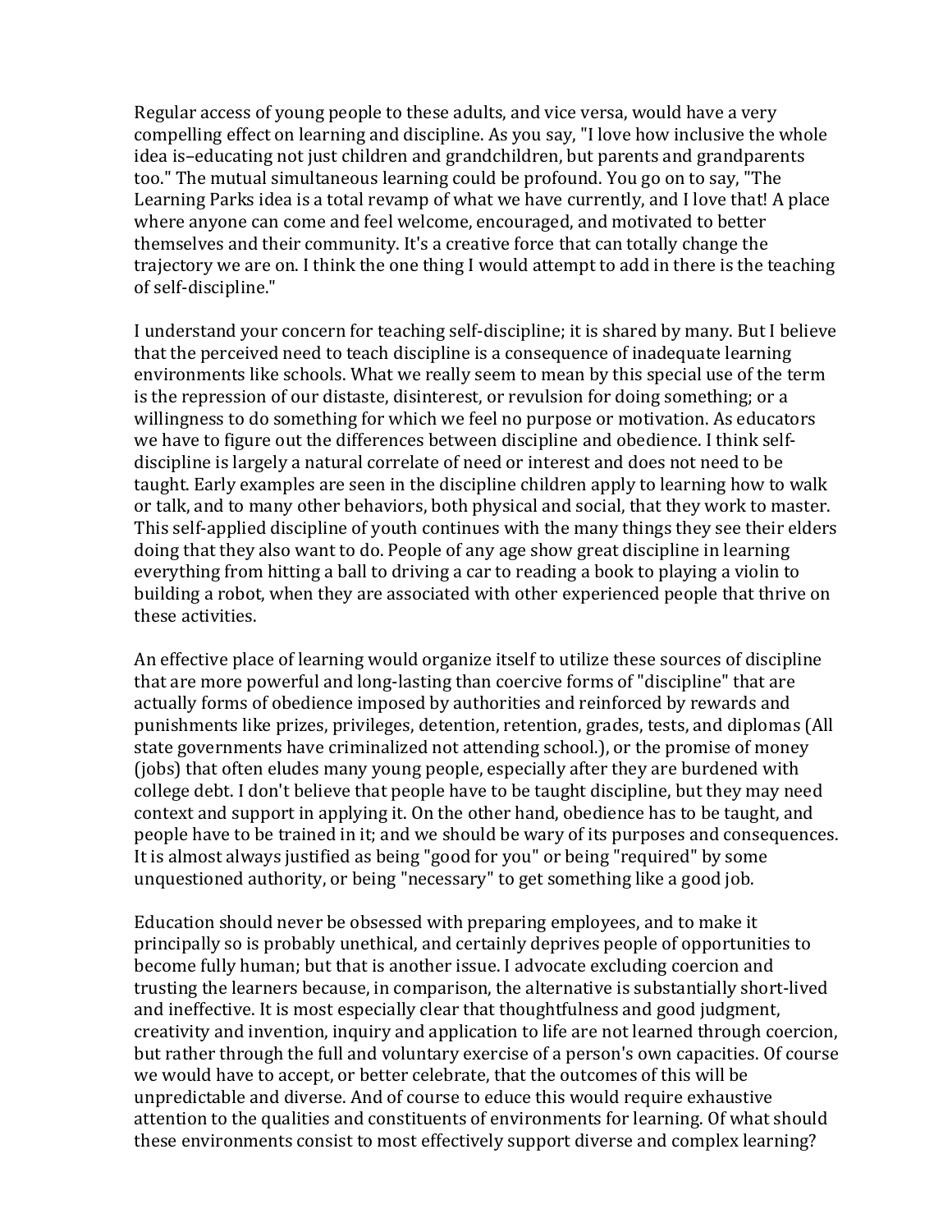Regular access of young people to these adults, and vice versa, would have a very compelling effect on learning and discipline. As you say, "I love how inclusive the whole idea is–educating not just children and grandchildren, but parents and grandparents too." The mutual simultaneous learning could be profound. You go on to say, "The Learning Parks idea is a total revamp of what we have currently, and I love that! A place where anyone can come and feel welcome, encouraged, and motivated to better themselves and their community. It's a creative force that can totally change the trajectory we are on. I think the one thing I would attempt to add in there is the teaching of self-discipline."

I understand your concern for teaching self-discipline; it is shared by many. But I believe that the perceived need to teach discipline is a consequence of inadequate learning environments like schools. What we really seem to mean by this special use of the term is the repression of our distaste, disinterest, or revulsion for doing something; or a willingness to do something for which we feel no purpose or motivation. As educators we have to figure out the differences between discipline and obedience. I think self-discipline is largely a natural correlate of need or interest and does not need to be taught. Early examples are seen in the discipline children apply to learning how to walk or talk, and to many other behaviors, both physical and social, that they work to master. This self-applied discipline of youth continues with the many things they see their elders doing that they also want to do. People of any age show great discipline in learning everything from hitting a ball to driving a car to reading a book to playing a violin to building a robot, when they are associated with other experienced people that thrive on these activities.

An effective place of learning would organize itself to utilize these sources of discipline that are more powerful and long-lasting than coercive forms of "discipline" that are actually forms of obedience imposed by authorities and reinforced by rewards and punishments like prizes, privileges, detention, retention, grades, tests, and diplomas (All state governments have criminalized not attending school.), or the promise of money (jobs) that often eludes many young people, especially after they are burdened with college debt. I don't believe that people have to be taught discipline, but they may need context and support in applying it. On the other hand, obedience has to be taught, and people have to be trained in it; and we should be wary of its purposes and consequences. It is almost always justified as being "good for you" or being "required" by some unquestioned authority, or being "necessary" to get something like a good job.

Education should never be obsessed with preparing employees, and to make it principally so is probably unethical, and certainly deprives people of opportunities to become fully human; but that is another issue. I advocate excluding coercion and trusting the learners because, in comparison, the alternative is substantially short-lived and ineffective. It is most especially clear that thoughtfulness and good judgment, creativity and invention, inquiry and application to life are not learned through coercion, but rather through the full and voluntary exercise of a person's own capacities. Of course we would have to accept, or better celebrate, that the outcomes of this will be unpredictable and diverse. And of course to educe this would require exhaustive attention to the qualities and constituents of environments for learning. Of what should these environments consist to most effectively support diverse and complex learning?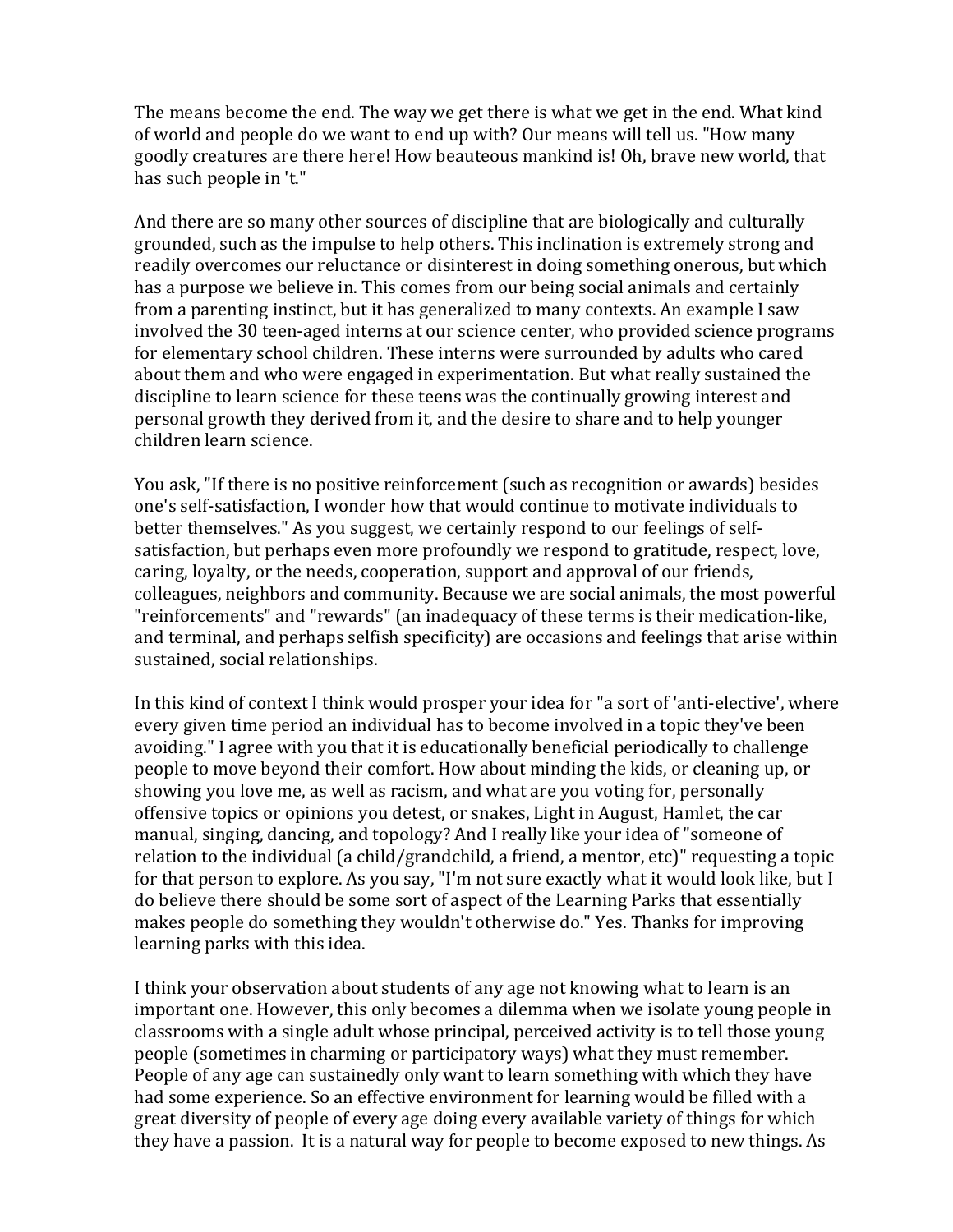The means become the end. The way we get there is what we get in the end. What kind of world and people do we want to end up with? Our means will tell us. "How many goodly creatures are there here! How beauteous mankind is! Oh, brave new world, that has such people in 't."

And there are so many other sources of discipline that are biologically and culturally grounded, such as the impulse to help others. This inclination is extremely strong and readily overcomes our reluctance or disinterest in doing something onerous, but which has a purpose we believe in. This comes from our being social animals and certainly from a parenting instinct, but it has generalized to many contexts. An example I saw involved the 30 teen-aged interns at our science center, who provided science programs for elementary school children. These interns were surrounded by adults who cared about them and who were engaged in experimentation. But what really sustained the discipline to learn science for these teens was the continually growing interest and personal growth they derived from it, and the desire to share and to help younger children learn science.

You ask, "If there is no positive reinforcement (such as recognition or awards) besides one's self-satisfaction, I wonder how that would continue to motivate individuals to better themselves." As you suggest, we certainly respond to our feelings of self-satisfaction, but perhaps even more profoundly we respond to gratitude, respect, love, caring, loyalty, or the needs, cooperation, support and approval of our friends, colleagues, neighbors and community. Because we are social animals, the most powerful "reinforcements" and "rewards" (an inadequacy of these terms is their medication-like, and terminal, and perhaps selfish specificity) are occasions and feelings that arise within sustained, social relationships.

In this kind of context I think would prosper your idea for "a sort of 'anti-elective', where every given time period an individual has to become involved in a topic they've been avoiding." I agree with you that it is educationally beneficial periodically to challenge people to move beyond their comfort. How about minding the kids, or cleaning up, or showing you love me, as well as racism, and what are you voting for, personally offensive topics or opinions you detest, or snakes, Light in August, Hamlet, the car manual, singing, dancing, and topology? And I really like your idea of "someone of relation to the individual (a child/grandchild, a friend, a mentor, etc)" requesting a topic for that person to explore. As you say, "I'm not sure exactly what it would look like, but I do believe there should be some sort of aspect of the Learning Parks that essentially makes people do something they wouldn't otherwise do." Yes. Thanks for improving learning parks with this idea.

I think your observation about students of any age not knowing what to learn is an important one. However, this only becomes a dilemma when we isolate young people in classrooms with a single adult whose principal, perceived activity is to tell those young people (sometimes in charming or participatory ways) what they must remember. People of any age can sustainedly only want to learn something with which they have had some experience. So an effective environment for learning would be filled with a great diversity of people of every age doing every available variety of things for which they have a passion. It is a natural way for people to become exposed to new things. As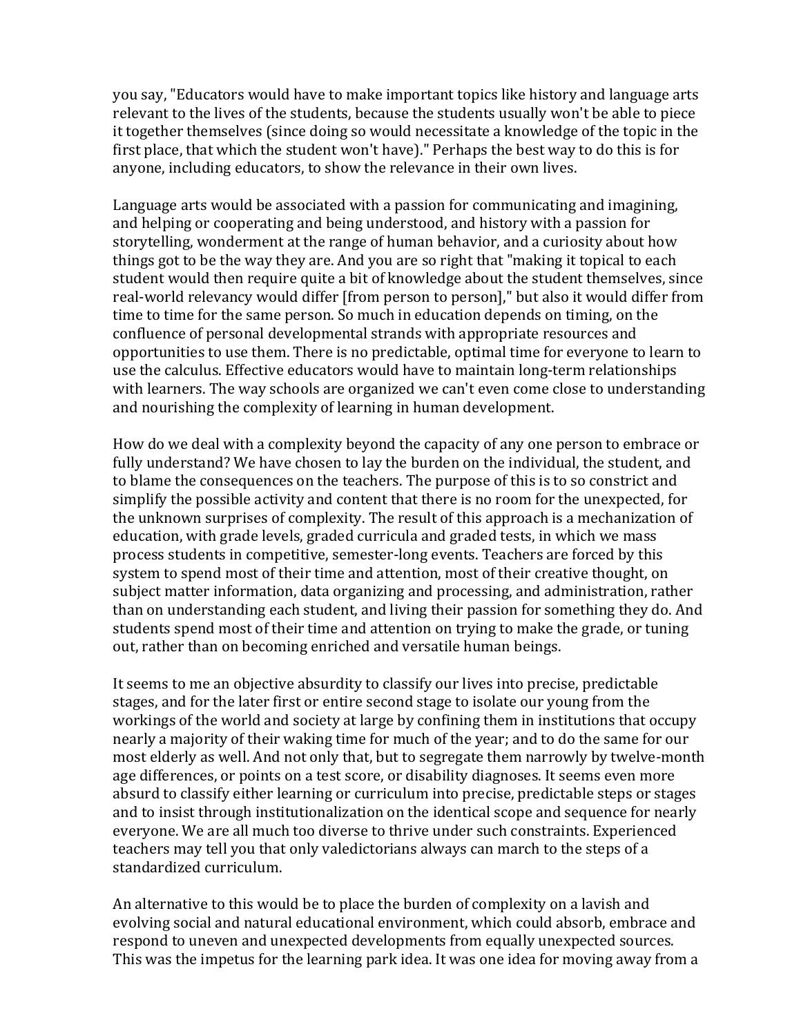you say, "Educators would have to make important topics like history and language arts relevant to the lives of the students, because the students usually won't be able to piece it together themselves (since doing so would necessitate a knowledge of the topic in the first place, that which the student won't have)." Perhaps the best way to do this is for anyone, including educators, to show the relevance in their own lives.

Language arts would be associated with a passion for communicating and imagining, and helping or cooperating and being understood, and history with a passion for storytelling, wonderment at the range of human behavior, and a curiosity about how things got to be the way they are. And you are so right that "making it topical to each student would then require quite a bit of knowledge about the student themselves, since real-world relevancy would differ [from person to person]," but also it would differ from time to time for the same person. So much in education depends on timing, on the confluence of personal developmental strands with appropriate resources and opportunities to use them. There is no predictable, optimal time for everyone to learn to use the calculus. Effective educators would have to maintain long-term relationships with learners. The way schools are organized we can't even come close to understanding and nourishing the complexity of learning in human development.

How do we deal with a complexity beyond the capacity of any one person to embrace or fully understand? We have chosen to lay the burden on the individual, the student, and to blame the consequences on the teachers. The purpose of this is to so constrict and simplify the possible activity and content that there is no room for the unexpected, for the unknown surprises of complexity. The result of this approach is a mechanization of education, with grade levels, graded curricula and graded tests, in which we mass process students in competitive, semester-long events. Teachers are forced by this system to spend most of their time and attention, most of their creative thought, on subject matter information, data organizing and processing, and administration, rather than on understanding each student, and living their passion for something they do. And students spend most of their time and attention on trying to make the grade, or tuning out, rather than on becoming enriched and versatile human beings.

It seems to me an objective absurdity to classify our lives into precise, predictable stages, and for the later first or entire second stage to isolate our young from the workings of the world and society at large by confining them in institutions that occupy nearly a majority of their waking time for much of the year; and to do the same for our most elderly as well. And not only that, but to segregate them narrowly by twelve-month age differences, or points on a test score, or disability diagnoses. It seems even more absurd to classify either learning or curriculum into precise, predictable steps or stages and to insist through institutionalization on the identical scope and sequence for nearly everyone. We are all much too diverse to thrive under such constraints. Experienced teachers may tell you that only valedictorians always can march to the steps of a standardized curriculum.

An alternative to this would be to place the burden of complexity on a lavish and evolving social and natural educational environment, which could absorb, embrace and respond to uneven and unexpected developments from equally unexpected sources. This was the impetus for the learning park idea. It was one idea for moving away from a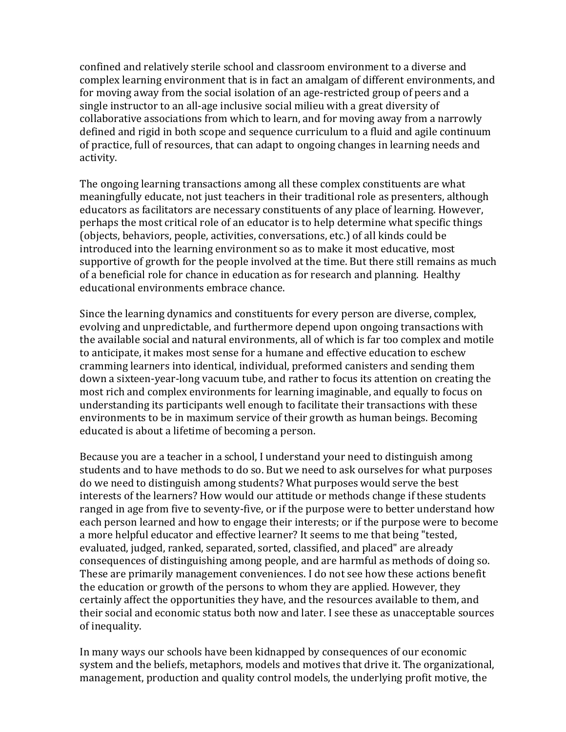confined and relatively sterile school and classroom environment to a diverse and complex learning environment that is in fact an amalgam of different environments, and for moving away from the social isolation of an age-restricted group of peers and a single instructor to an all-age inclusive social milieu with a great diversity of collaborative associations from which to learn, and for moving away from a narrowly defined and rigid in both scope and sequence curriculum to a fluid and agile continuum of practice, full of resources, that can adapt to ongoing changes in learning needs and activity.

The ongoing learning transactions among all these complex constituents are what meaningfully educate, not just teachers in their traditional role as presenters, although educators as facilitators are necessary constituents of any place of learning. However, perhaps the most critical role of an educator is to help determine what specific things (objects, behaviors, people, activities, conversations, etc.) of all kinds could be introduced into the learning environment so as to make it most educative, most supportive of growth for the people involved at the time. But there still remains as much of a beneficial role for chance in education as for research and planning. Healthy educational environments embrace chance.

Since the learning dynamics and constituents for every person are diverse, complex, evolving and unpredictable, and furthermore depend upon ongoing transactions with the available social and natural environments, all of which is far too complex and motile to anticipate, it makes most sense for a humane and effective education to eschew cramming learners into identical, individual, preformed canisters and sending them down a sixteen-year-long vacuum tube, and rather to focus its attention on creating the most rich and complex environments for learning imaginable, and equally to focus on understanding its participants well enough to facilitate their transactions with these environments to be in maximum service of their growth as human beings. Becoming educated is about a lifetime of becoming a person.

Because you are a teacher in a school, I understand your need to distinguish among students and to have methods to do so. But we need to ask ourselves for what purposes do we need to distinguish among students? What purposes would serve the best interests of the learners? How would our attitude or methods change if these students ranged in age from five to seventy-five, or if the purpose were to better understand how each person learned and how to engage their interests; or if the purpose were to become a more helpful educator and effective learner? It seems to me that being "tested, evaluated, judged, ranked, separated, sorted, classified, and placed" are already consequences of distinguishing among people, and are harmful as methods of doing so. These are primarily management conveniences. I do not see how these actions benefit the education or growth of the persons to whom they are applied. However, they certainly affect the opportunities they have, and the resources available to them, and their social and economic status both now and later. I see these as unacceptable sources of inequality.

In many ways our schools have been kidnapped by consequences of our economic system and the beliefs, metaphors, models and motives that drive it. The organizational, management, production and quality control models, the underlying profit motive, the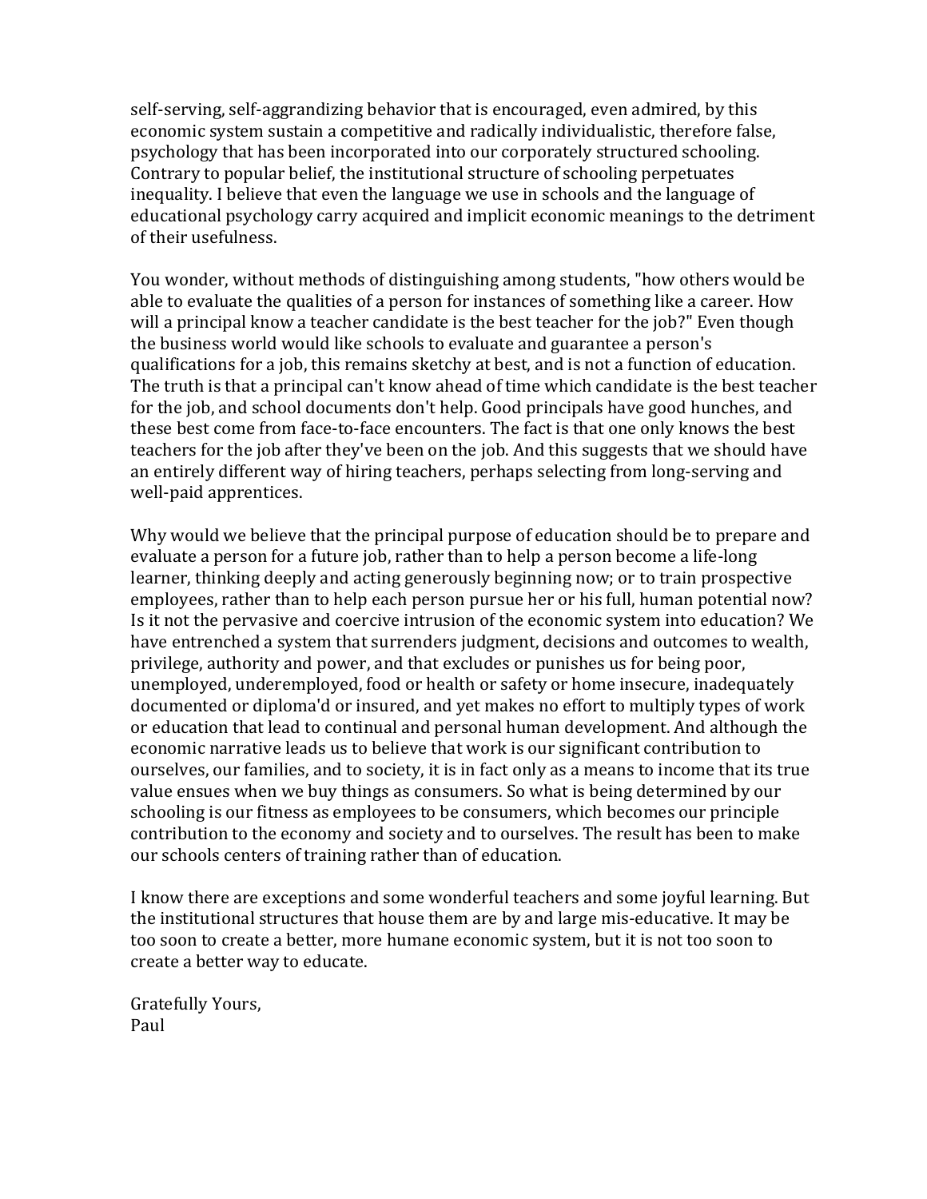self-serving, self-aggrandizing behavior that is encouraged, even admired, by this economic system sustain a competitive and radically individualistic, therefore false, psychology that has been incorporated into our corporately structured schooling. Contrary to popular belief, the institutional structure of schooling perpetuates inequality. I believe that even the language we use in schools and the language of educational psychology carry acquired and implicit economic meanings to the detriment of their usefulness.

You wonder, without methods of distinguishing among students, "how others would be able to evaluate the qualities of a person for instances of something like a career. How will a principal know a teacher candidate is the best teacher for the job?" Even though the business world would like schools to evaluate and guarantee a person's qualifications for a job, this remains sketchy at best, and is not a function of education. The truth is that a principal can't know ahead of time which candidate is the best teacher for the job, and school documents don't help. Good principals have good hunches, and these best come from face-to-face encounters. The fact is that one only knows the best teachers for the job after they've been on the job. And this suggests that we should have an entirely different way of hiring teachers, perhaps selecting from long-serving and well-paid apprentices.

Why would we believe that the principal purpose of education should be to prepare and evaluate a person for a future job, rather than to help a person become a life-long learner, thinking deeply and acting generously beginning now; or to train prospective employees, rather than to help each person pursue her or his full, human potential now? Is it not the pervasive and coercive intrusion of the economic system into education? We have entrenched a system that surrenders judgment, decisions and outcomes to wealth, privilege, authority and power, and that excludes or punishes us for being poor, unemployed, underemployed, food or health or safety or home insecure, inadequately documented or diploma'd or insured, and yet makes no effort to multiply types of work or education that lead to continual and personal human development. And although the economic narrative leads us to believe that work is our significant contribution to ourselves, our families, and to society, it is in fact only as a means to income that its true value ensues when we buy things as consumers. So what is being determined by our schooling is our fitness as employees to be consumers, which becomes our principle contribution to the economy and society and to ourselves. The result has been to make our schools centers of training rather than of education.

I know there are exceptions and some wonderful teachers and some joyful learning. But the institutional structures that house them are by and large mis-educative. It may be too soon to create a better, more humane economic system, but it is not too soon to create a better way to educate.

Gratefully Yours,  
Paul